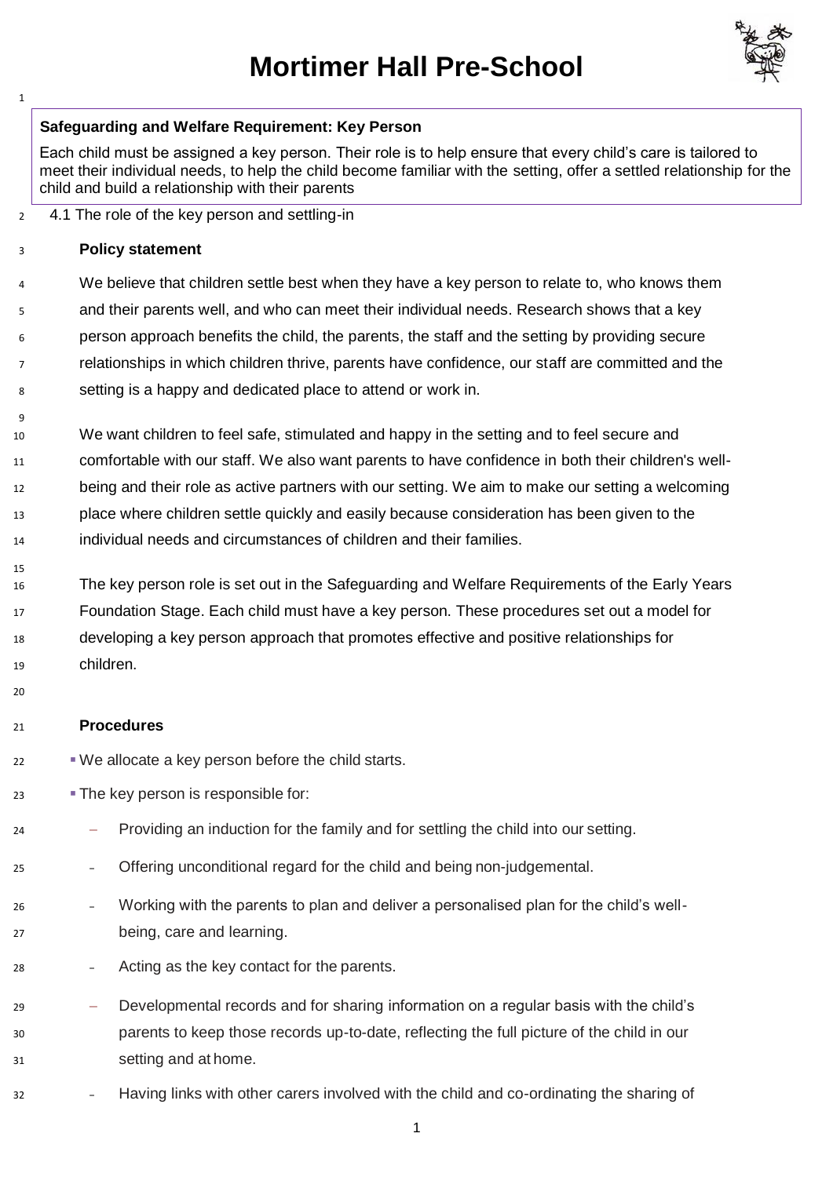# Mortimer Hall Pre-School

**Safeguarding and Welfare Requirement: Key Person**

Each child must be assigned a key person. Their role is to help ensure that every child's care is tailored to meet their individual needs, to help the child become familiar with the setting, offer a settled relationship for the child and build a relationship with their parents

## 4.1 The role of the key person and settling-in

### Policy statement

We believe that children settle best when they have a key person to relate to, who knows them and their parents well, and who can meet their individual needs. Research shows that a key person approach benefits the child, the parents, the staff and the setting by providing secure relationships in which children thrive, parents have confidence, our staff are committed and the setting is a happy and dedicated place to attend or work in.

We want children to feel safe, stimulated and happy in the setting and to feel secure and comfortable with our staff. We also want parents to have confidence in both their children's well-being and their role as active partners with our setting. We aim to make our setting a welcoming place where children settle quickly and easily because consideration has been given to the individual needs and circumstances of children and their families.

The key person role is set out in the Safeguarding and Welfare Requirements of the Early Years Foundation Stage. Each child must have a key person. These procedures set out a model for developing a key person approach that promotes effective and positive relationships for children.

### Procedures

- We allocate a key person before the child starts.
- The key person is responsible for:
  - Providing an induction for the family and for settling the child into our setting.
  - Offering unconditional regard for the child and being non-judgemental.
  - Working with the parents to plan and deliver a personalised plan for the child's well-being, care and learning.
  - Acting as the key contact for the parents.
  - Developmental records and for sharing information on a regular basis with the child's parents to keep those records up-to-date, reflecting the full picture of the child in our setting and at home.
  - Having links with other carers involved with the child and co-ordinating the sharing of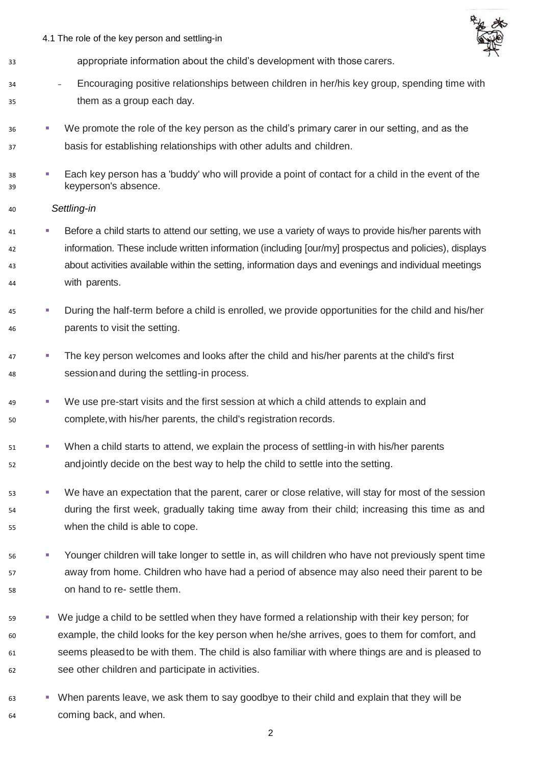appropriate information about the child's development with those carers.

- Encouraging positive relationships between children in her/his key group, spending time with them as a group each day.

- We promote the role of the key person as the child's primary carer in our setting, and as the basis for establishing relationships with other adults and children.
- Each key person has a 'buddy' who will provide a point of contact for a child in the event of the keyperson's absence.

*Settling-in*

- Before a child starts to attend our setting, we use a variety of ways to provide his/her parents with information. These include written information (including [our/my] prospectus and policies), displays about activities available within the setting, information days and evenings and individual meetings with parents.
- During the half-term before a child is enrolled, we provide opportunities for the child and his/her parents to visit the setting.
- The key person welcomes and looks after the child and his/her parents at the child's first session and during the settling-in process.
- We use pre-start visits and the first session at which a child attends to explain and complete, with his/her parents, the child's registration records.
- When a child starts to attend, we explain the process of settling-in with his/her parents and jointly decide on the best way to help the child to settle into the setting.
- We have an expectation that the parent, carer or close relative, will stay for most of the session during the first week, gradually taking time away from their child; increasing this time as and when the child is able to cope.
- Younger children will take longer to settle in, as will children who have not previously spent time away from home. Children who have had a period of absence may also need their parent to be on hand to re- settle them.
- We judge a child to be settled when they have formed a relationship with their key person; for example, the child looks for the key person when he/she arrives, goes to them for comfort, and seems pleased to be with them. The child is also familiar with where things are and is pleased to see other children and participate in activities.
- When parents leave, we ask them to say goodbye to their child and explain that they will be coming back, and when.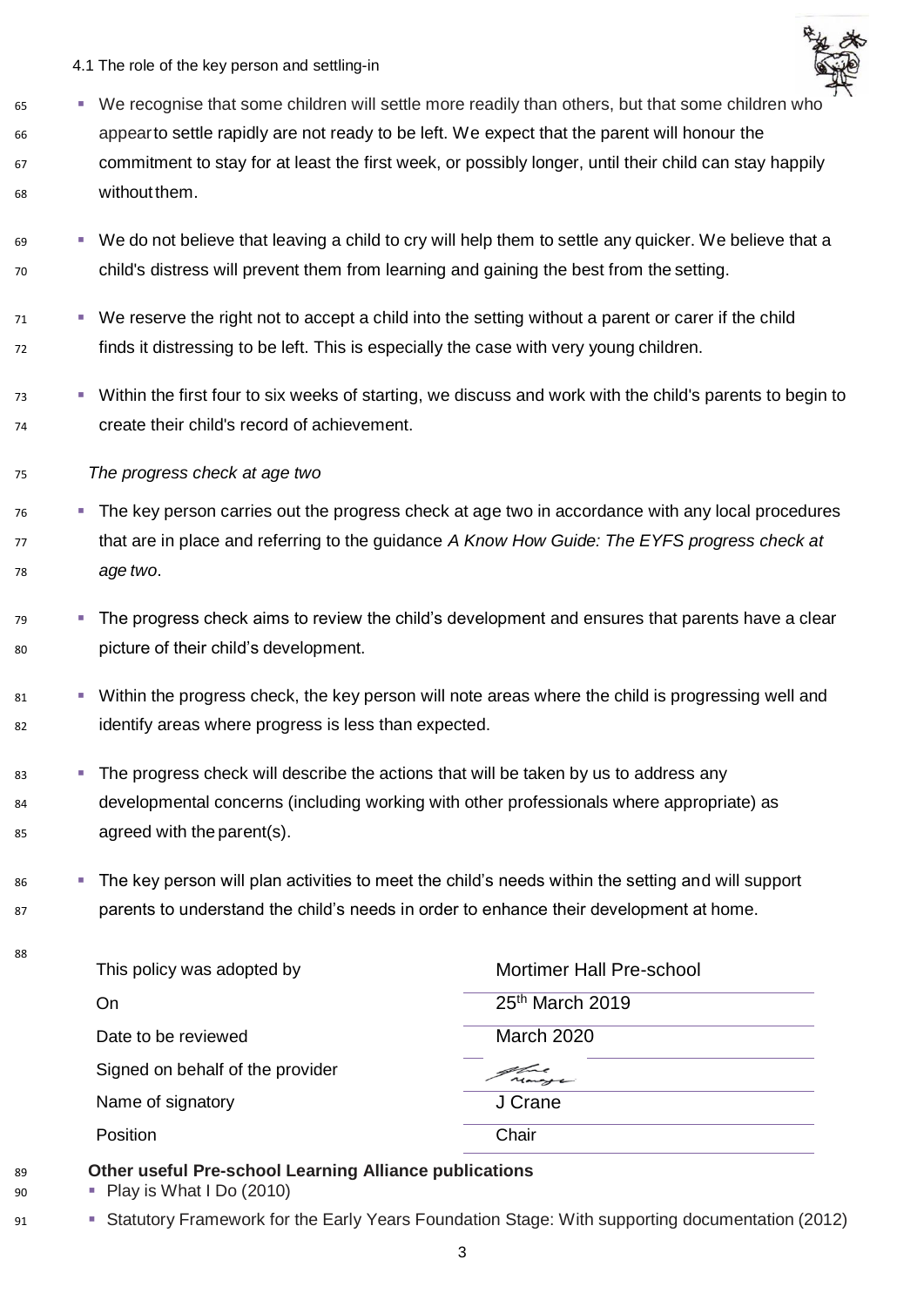- We recognise that some children will settle more readily than others, but that some children who appear to settle rapidly are not ready to be left. We expect that the parent will honour the commitment to stay for at least the first week, or possibly longer, until their child can stay happily without them.
- We do not believe that leaving a child to cry will help them to settle any quicker. We believe that a child's distress will prevent them from learning and gaining the best from the setting.
- We reserve the right not to accept a child into the setting without a parent or carer if the child finds it distressing to be left. This is especially the case with very young children.
- Within the first four to six weeks of starting, we discuss and work with the child's parents to begin to create their child's record of achievement.

*The progress check at age two*

- The key person carries out the progress check at age two in accordance with any local procedures that are in place and referring to the guidance *A Know How Guide: The EYFS progress check at age two*.
- The progress check aims to review the child's development and ensures that parents have a clear picture of their child's development.
- Within the progress check, the key person will note areas where the child is progressing well and identify areas where progress is less than expected.
- The progress check will describe the actions that will be taken by us to address any developmental concerns (including working with other professionals where appropriate) as agreed with the parent(s).
- The key person will plan activities to meet the child's needs within the setting and will support parents to understand the child's needs in order to enhance their development at home.

| | |
|---|---|
| This policy was adopted by | Mortimer Hall Pre-school |
| On | 25th March 2019 |
| Date to be reviewed | March 2020 |
| Signed on behalf of the provider | |
| Name of signatory | J Crane |
| Position | Chair |

**Other useful Pre-school Learning Alliance publications**

- Play is What I Do (2010)
- Statutory Framework for the Early Years Foundation Stage: With supporting documentation (2012)